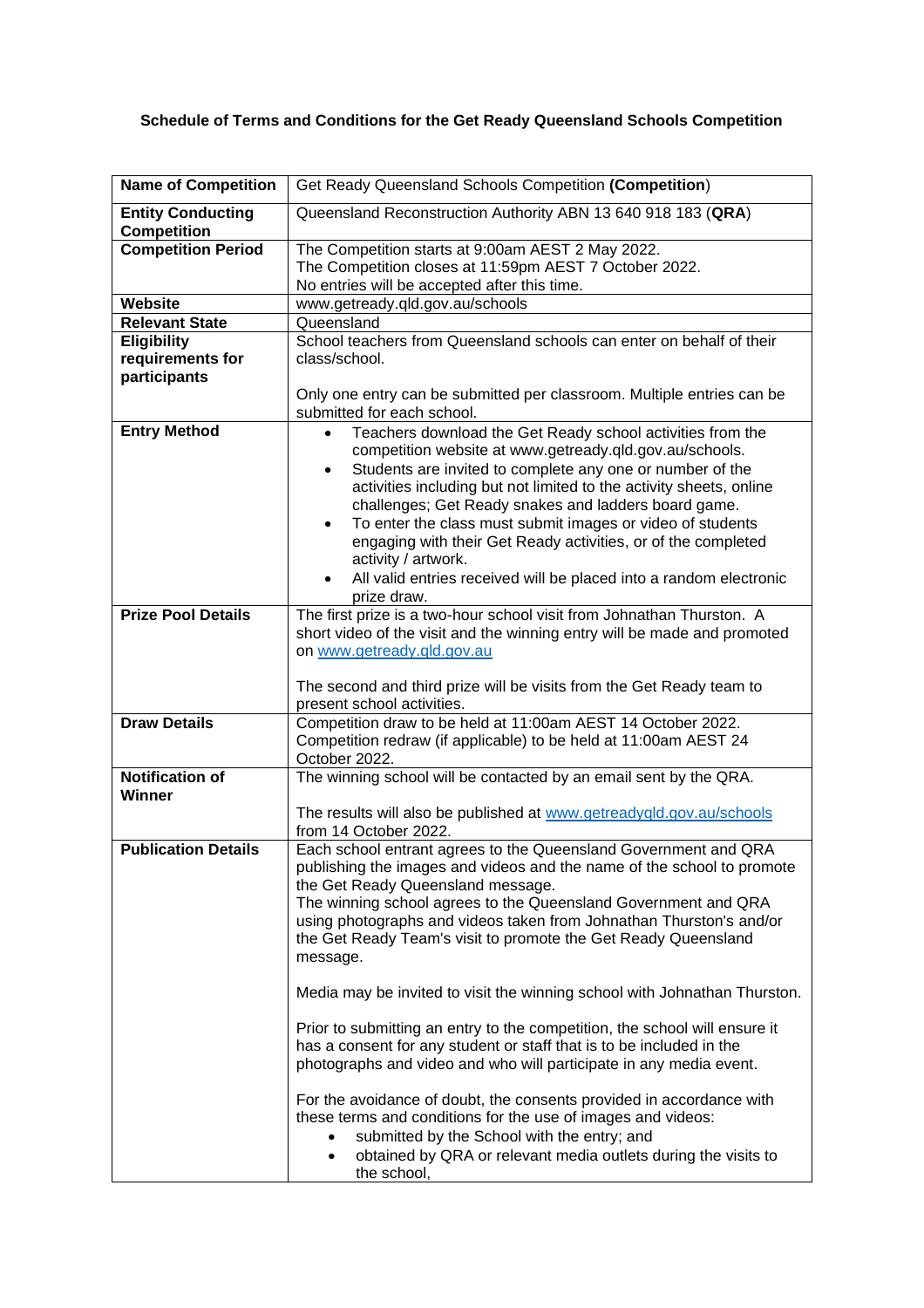**Schedule of Terms and Conditions for the Get Ready Queensland Schools Competition**

| **Name of Competition** | Get Ready Queensland Schools Competition **(Competition**) |
|---|---|
| **Entity Conducting Competition** | Queensland Reconstruction Authority ABN 13 640 918 183 (**QRA**) |
| **Competition Period** | The Competition starts at 9:00am AEST 2 May 2022.<br>The Competition closes at 11:59pm AEST 7 October 2022.<br>No entries will be accepted after this time. |
| **Website** | www.getready.qld.gov.au/schools |
| **Relevant State** | Queensland |
| **Eligibility requirements for participants** | School teachers from Queensland schools can enter on behalf of their class/school.<br><br>Only one entry can be submitted per classroom. Multiple entries can be submitted for each school. |
| **Entry Method** | • Teachers download the Get Ready school activities from the competition website at www.getready.qld.gov.au/schools.<br>• Students are invited to complete any one or number of the activities including but not limited to the activity sheets, online challenges; Get Ready snakes and ladders board game.<br>• To enter the class must submit images or video of students engaging with their Get Ready activities, or of the completed activity / artwork.<br>• All valid entries received will be placed into a random electronic prize draw. |
| **Prize Pool Details** | The first prize is a two-hour school visit from Johnathan Thurston. A short video of the visit and the winning entry will be made and promoted on www.getready.qld.gov.au<br><br>The second and third prize will be visits from the Get Ready team to present school activities. |
| **Draw Details** | Competition draw to be held at 11:00am AEST 14 October 2022.<br>Competition redraw (if applicable) to be held at 11:00am AEST 24 October 2022. |
| **Notification of Winner** | The winning school will be contacted by an email sent by the QRA.<br><br>The results will also be published at www.getreadyqld.gov.au/schools from 14 October 2022. |
| **Publication Details** | Each school entrant agrees to the Queensland Government and QRA publishing the images and videos and the name of the school to promote the Get Ready Queensland message.<br>The winning school agrees to the Queensland Government and QRA using photographs and videos taken from Johnathan Thurston's and/or the Get Ready Team's visit to promote the Get Ready Queensland message.<br><br>Media may be invited to visit the winning school with Johnathan Thurston.<br><br>Prior to submitting an entry to the competition, the school will ensure it has a consent for any student or staff that is to be included in the photographs and video and who will participate in any media event.<br><br>For the avoidance of doubt, the consents provided in accordance with these terms and conditions for the use of images and videos:<br>• submitted by the School with the entry; and<br>• obtained by QRA or relevant media outlets during the visits to the school, |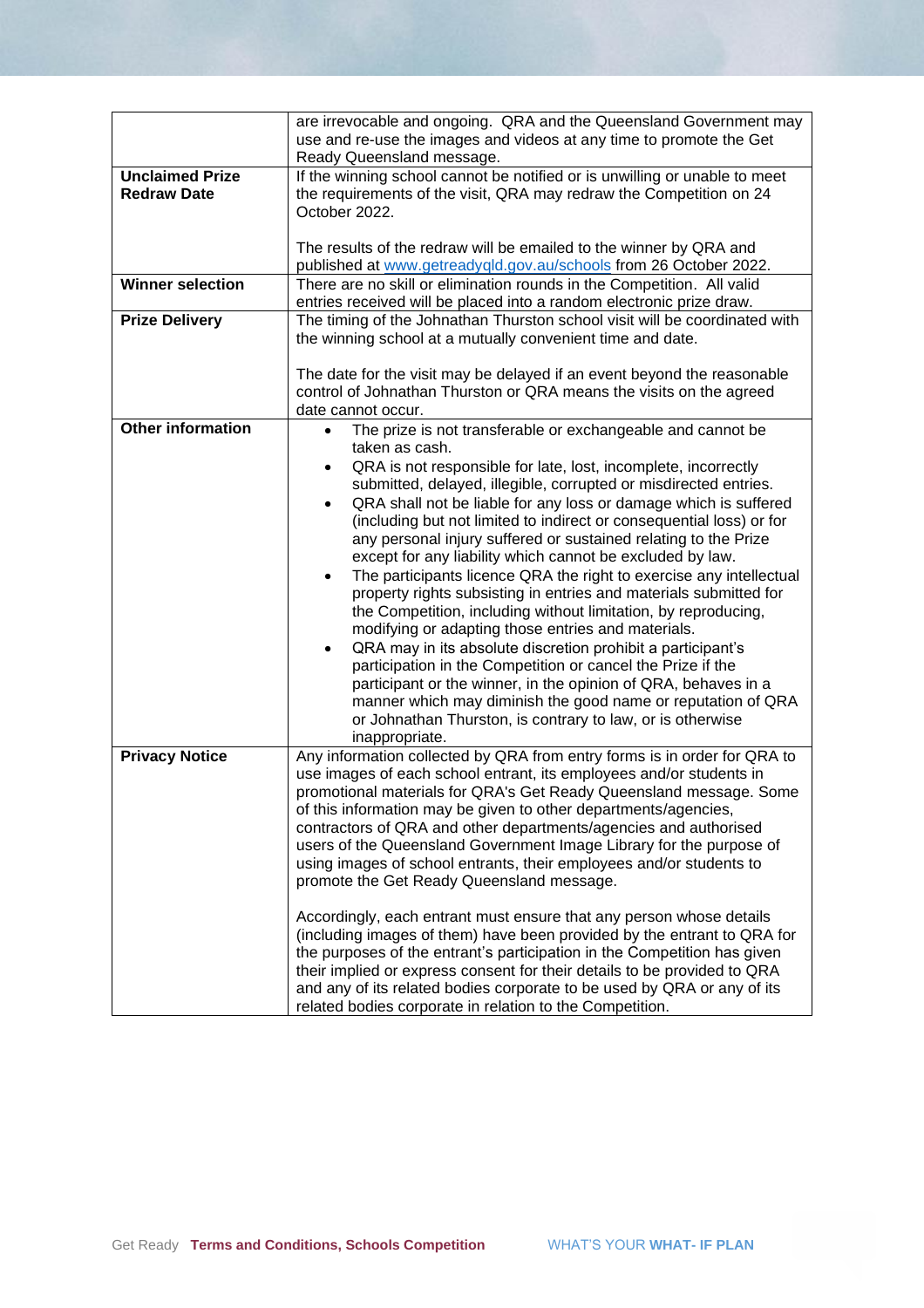| | |
|---|---|
| | are irrevocable and ongoing. QRA and the Queensland Government may use and re-use the images and videos at any time to promote the Get Ready Queensland message. |
| **Unclaimed Prize Redraw Date** | If the winning school cannot be notified or is unwilling or unable to meet the requirements of the visit, QRA may redraw the Competition on 24 October 2022.<br><br>The results of the redraw will be emailed to the winner by QRA and published at www.getreadyqld.gov.au/schools from 26 October 2022. |
| **Winner selection** | There are no skill or elimination rounds in the Competition. All valid entries received will be placed into a random electronic prize draw. |
| **Prize Delivery** | The timing of the Johnathan Thurston school visit will be coordinated with the winning school at a mutually convenient time and date.<br><br>The date for the visit may be delayed if an event beyond the reasonable control of Johnathan Thurston or QRA means the visits on the agreed date cannot occur. |
| **Other information** | • The prize is not transferable or exchangeable and cannot be taken as cash.<br>• QRA is not responsible for late, lost, incomplete, incorrectly submitted, delayed, illegible, corrupted or misdirected entries.<br>• QRA shall not be liable for any loss or damage which is suffered (including but not limited to indirect or consequential loss) or for any personal injury suffered or sustained relating to the Prize except for any liability which cannot be excluded by law.<br>• The participants licence QRA the right to exercise any intellectual property rights subsisting in entries and materials submitted for the Competition, including without limitation, by reproducing, modifying or adapting those entries and materials.<br>• QRA may in its absolute discretion prohibit a participant's participation in the Competition or cancel the Prize if the participant or the winner, in the opinion of QRA, behaves in a manner which may diminish the good name or reputation of QRA or Johnathan Thurston, is contrary to law, or is otherwise inappropriate. |
| **Privacy Notice** | Any information collected by QRA from entry forms is in order for QRA to use images of each school entrant, its employees and/or students in promotional materials for QRA's Get Ready Queensland message. Some of this information may be given to other departments/agencies, contractors of QRA and other departments/agencies and authorised users of the Queensland Government Image Library for the purpose of using images of school entrants, their employees and/or students to promote the Get Ready Queensland message.<br><br>Accordingly, each entrant must ensure that any person whose details (including images of them) have been provided by the entrant to QRA for the purposes of the entrant's participation in the Competition has given their implied or express consent for their details to be provided to QRA and any of its related bodies corporate to be used by QRA or any of its related bodies corporate in relation to the Competition. |